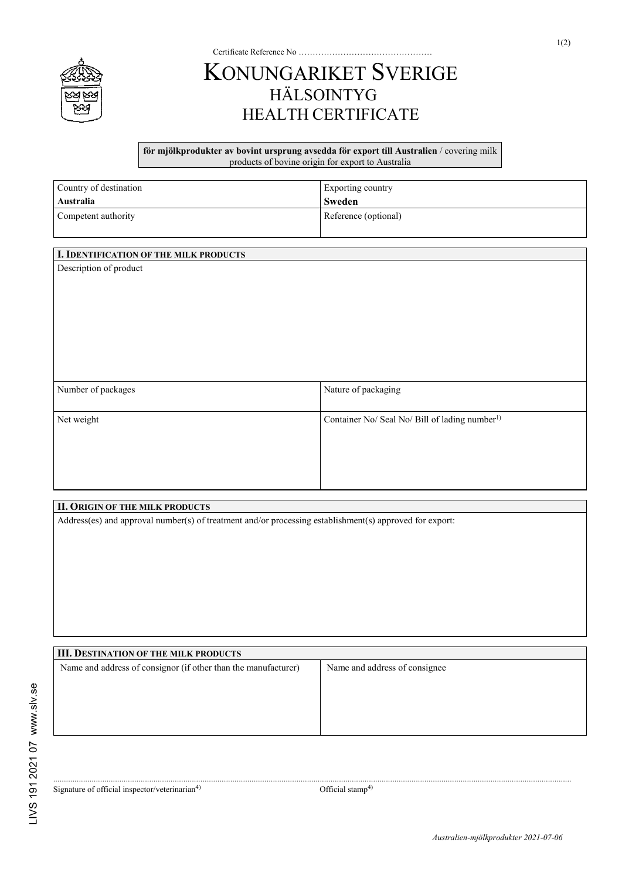Certificate Reference No ……………………………………….

# KONUNGARIKET SVERIGE
## HÄLSOINTYG
## HEALTH CERTIFICATE

**för mjölkprodukter av bovint ursprung avsedda för export till Australien** / covering milk products of bovine origin for export to Australia

| Country of destination<br>**Australia** | Exporting country<br>**Sweden** |
|---|---|
| Competent authority | Reference (optional) |

### I. IDENTIFICATION OF THE MILK PRODUCTS

Description of product

| Number of packages | Nature of packaging |
|---|---|
| Net weight | Container No/ Seal No/ Bill of lading number[1)] |

### II. ORIGIN OF THE MILK PRODUCTS

Address(es) and approval number(s) of treatment and/or processing establishment(s) approved for export:

### III. DESTINATION OF THE MILK PRODUCTS

| Name and address of consignor (if other than the manufacturer) | Name and address of consignee |
|---|---|
| | |

Signature of official inspector/veterinarian[4)] Official stamp[4)]

LIVS 191 2021 07 www.slv.se

*Australien-mjölkprodukter 2021-07-06*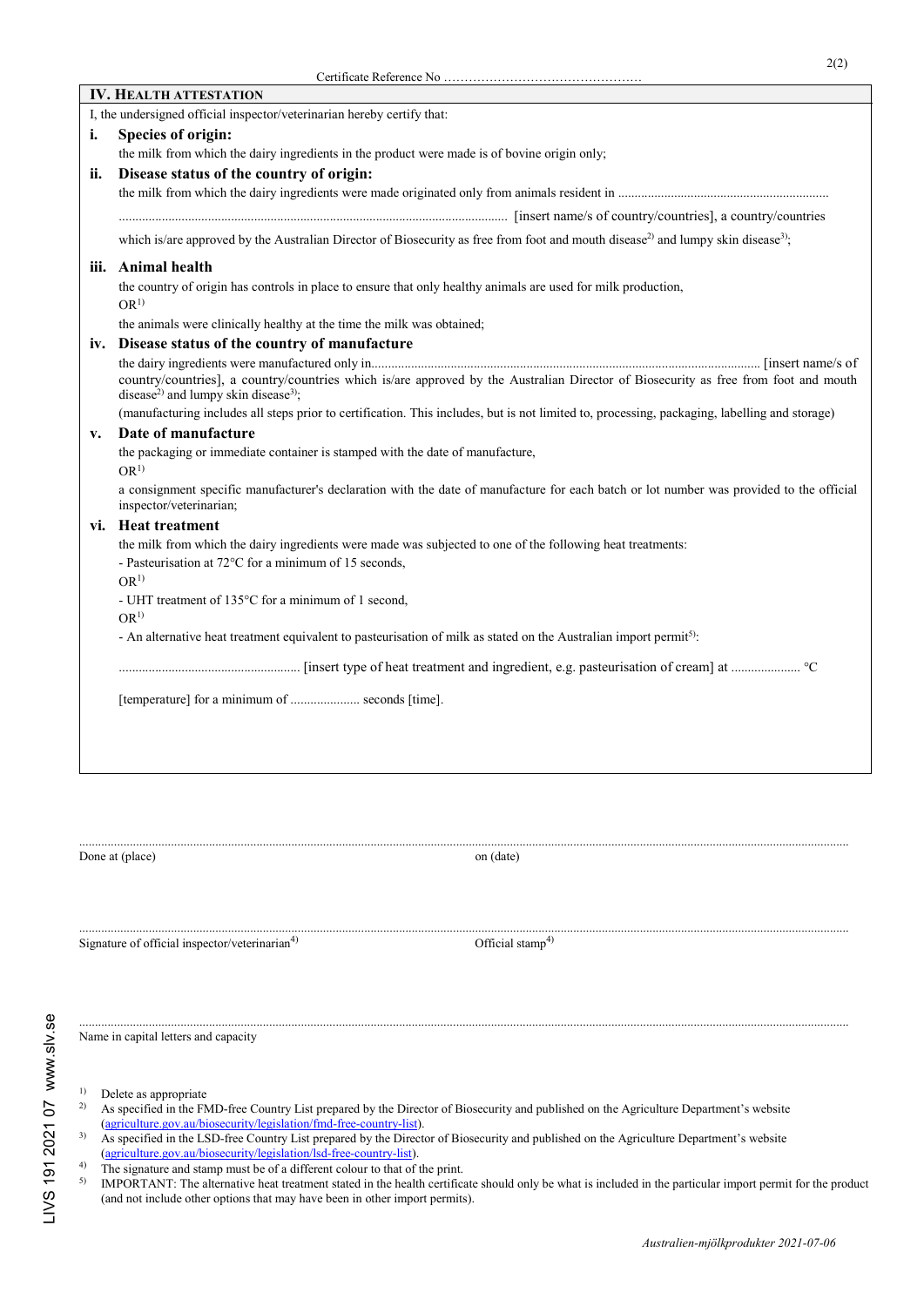Certificate Reference No …………………………………………

## IV. HEALTH ATTESTATION

I, the undersigned official inspector/veterinarian hereby certify that:

**i. Species of origin:**

the milk from which the dairy ingredients in the product were made is of bovine origin only;

**ii. Disease status of the country of origin:**

the milk from which the dairy ingredients were made originated only from animals resident in ................................................................

...................................................................................................................... [insert name/s of country/countries], a country/countries which is/are approved by the Australian Director of Biosecurity as free from foot and mouth disease[2] and lumpy skin disease[3];

**iii. Animal health**

the country of origin has controls in place to ensure that only healthy animals are used for milk production,

OR[1]

the animals were clinically healthy at the time the milk was obtained;

**iv. Disease status of the country of manufacture**

the dairy ingredients were manufactured only in..................................................................................................................... [insert name/s of country/countries], a country/countries which is/are approved by the Australian Director of Biosecurity as free from foot and mouth disease[2] and lumpy skin disease[3];

(manufacturing includes all steps prior to certification. This includes, but is not limited to, processing, packaging, labelling and storage)

**v. Date of manufacture**

the packaging or immediate container is stamped with the date of manufacture,

OR[1]

a consignment specific manufacturer's declaration with the date of manufacture for each batch or lot number was provided to the official inspector/veterinarian;

**vi. Heat treatment**

the milk from which the dairy ingredients were made was subjected to one of the following heat treatments:

- Pasteurisation at 72°C for a minimum of 15 seconds,

OR[1]

- UHT treatment of 135°C for a minimum of 1 second,

OR[1]

- An alternative heat treatment equivalent to pasteurisation of milk as stated on the Australian import permit[5]:

....................................................... [insert type of heat treatment and ingredient, e.g. pasteurisation of cream] at ..................... °C

[temperature] for a minimum of ..................... seconds [time].

...........................................................................................................................................................

Done at (place) on (date)

...........................................................................................................................................................

Signature of official inspector/veterinarian[4] Official stamp[4]

...........................................................................................................................................................

Name in capital letters and capacity

[1] Delete as appropriate

[2] As specified in the FMD-free Country List prepared by the Director of Biosecurity and published on the Agriculture Department's website (agriculture.gov.au/biosecurity/legislation/fmd-free-country-list).

[3] As specified in the LSD-free Country List prepared by the Director of Biosecurity and published on the Agriculture Department's website (agriculture.gov.au/biosecurity/legislation/lsd-free-country-list).

[4] The signature and stamp must be of a different colour to that of the print.

[5] IMPORTANT: The alternative heat treatment stated in the health certificate should only be what is included in the particular import permit for the product (and not include other options that may have been in other import permits).